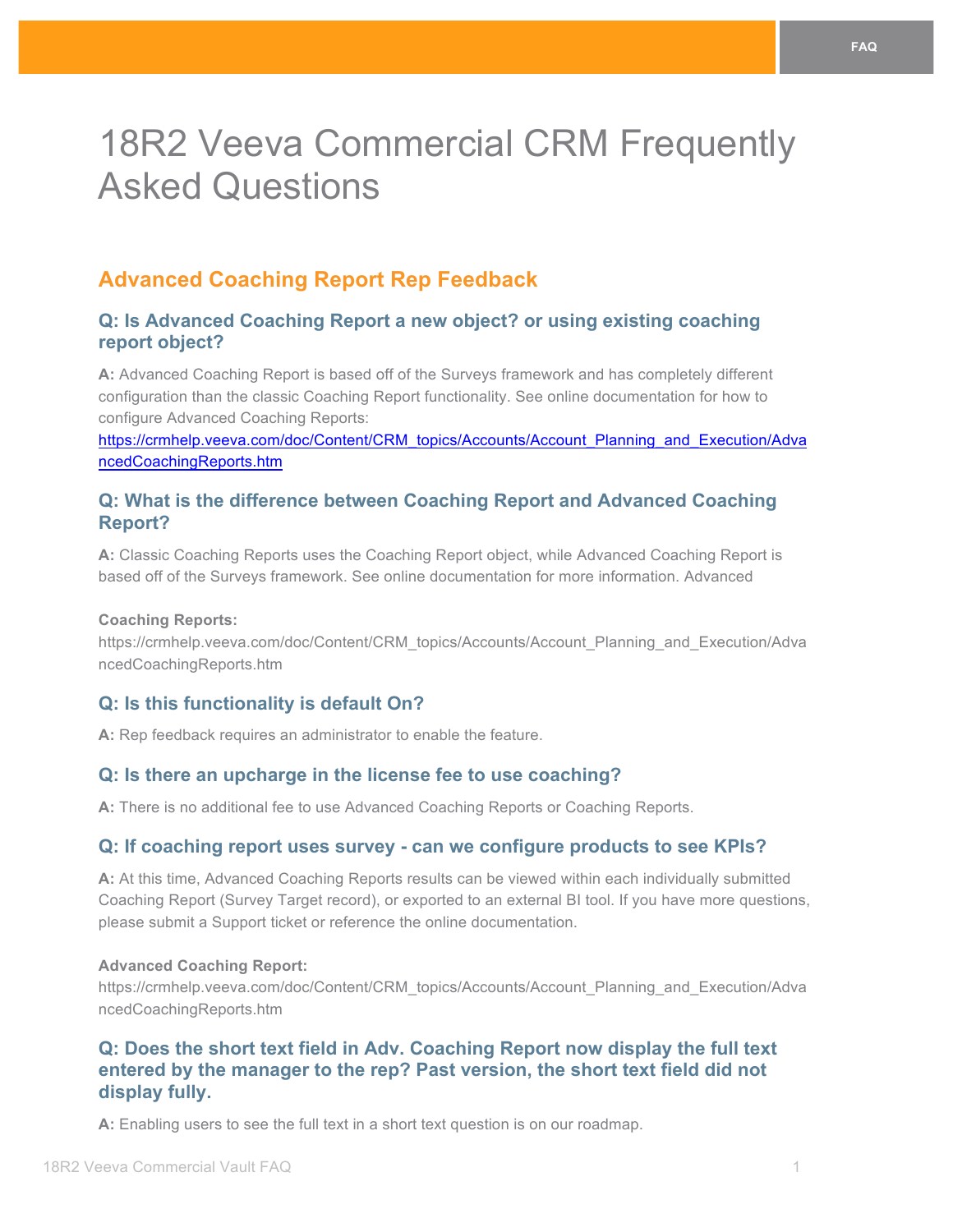# 18R2 Veeva Commercial CRM Frequently Asked Questions

## Advanced Coaching Report Rep Feedback

### Q: Is Advanced Coaching Report a new object? or using existing coaching report object?

**A:** Advanced Coaching Report is based off of the Surveys framework and has completely different configuration than the classic Coaching Report functionality. See online documentation for how to configure Advanced Coaching Reports: [https://crmhelp.veeva.com/doc/Content/CRM_topics/Accounts/Account_Planning_and_Execution/AdvancedCoachingReports.htm](https://crmhelp.veeva.com/doc/Content/CRM_topics/Accounts/Account_Planning_and_Execution/AdvancedCoachingReports.htm)

### Q: What is the difference between Coaching Report and Advanced Coaching Report?

**A:** Classic Coaching Reports uses the Coaching Report object, while Advanced Coaching Report is based off of the Surveys framework. See online documentation for more information. Advanced

**Coaching Reports:**
https://crmhelp.veeva.com/doc/Content/CRM_topics/Accounts/Account_Planning_and_Execution/AdvancedCoachingReports.htm

### Q: Is this functionality is default On?

**A:** Rep feedback requires an administrator to enable the feature.

### Q: Is there an upcharge in the license fee to use coaching?

**A:** There is no additional fee to use Advanced Coaching Reports or Coaching Reports.

### Q: If coaching report uses survey - can we configure products to see KPIs?

**A:** At this time, Advanced Coaching Reports results can be viewed within each individually submitted Coaching Report (Survey Target record), or exported to an external BI tool. If you have more questions, please submit a Support ticket or reference the online documentation.

**Advanced Coaching Report:**
https://crmhelp.veeva.com/doc/Content/CRM_topics/Accounts/Account_Planning_and_Execution/AdvancedCoachingReports.htm

### Q: Does the short text field in Adv. Coaching Report now display the full text entered by the manager to the rep? Past version, the short text field did not display fully.

**A:** Enabling users to see the full text in a short text question is on our roadmap.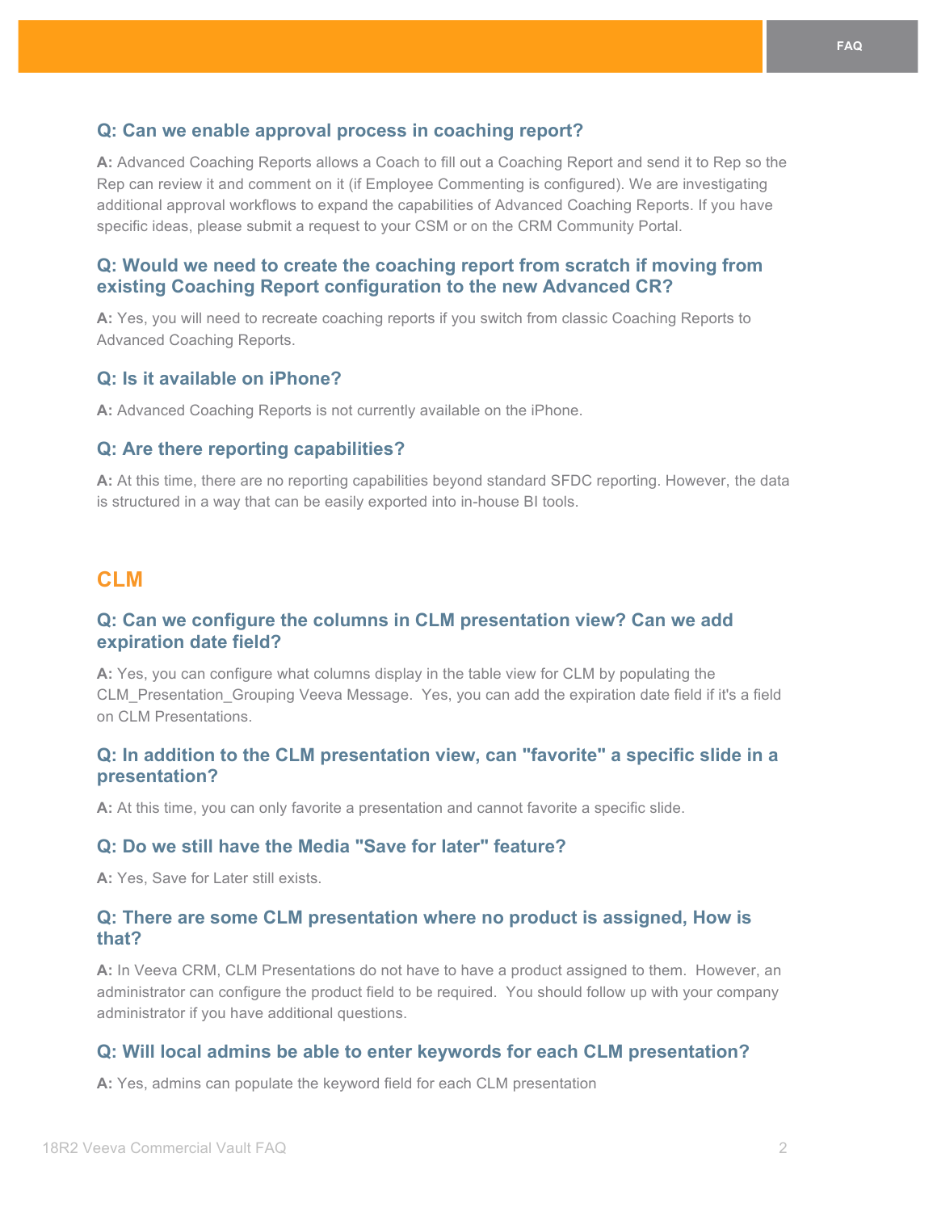### Q: Can we enable approval process in coaching report?

**A:** Advanced Coaching Reports allows a Coach to fill out a Coaching Report and send it to Rep so the Rep can review it and comment on it (if Employee Commenting is configured). We are investigating additional approval workflows to expand the capabilities of Advanced Coaching Reports. If you have specific ideas, please submit a request to your CSM or on the CRM Community Portal.

### Q: Would we need to create the coaching report from scratch if moving from existing Coaching Report configuration to the new Advanced CR?

**A:** Yes, you will need to recreate coaching reports if you switch from classic Coaching Reports to Advanced Coaching Reports.

### Q: Is it available on iPhone?

**A:** Advanced Coaching Reports is not currently available on the iPhone.

### Q: Are there reporting capabilities?

**A:** At this time, there are no reporting capabilities beyond standard SFDC reporting. However, the data is structured in a way that can be easily exported into in-house BI tools.

## CLM

### Q: Can we configure the columns in CLM presentation view? Can we add expiration date field?

**A:** Yes, you can configure what columns display in the table view for CLM by populating the CLM_Presentation_Grouping Veeva Message.  Yes, you can add the expiration date field if it's a field on CLM Presentations.

### Q: In addition to the CLM presentation view, can "favorite" a specific slide in a presentation?

**A:** At this time, you can only favorite a presentation and cannot favorite a specific slide.

### Q: Do we still have the Media "Save for later" feature?

**A:** Yes, Save for Later still exists.

### Q: There are some CLM presentation where no product is assigned, How is that?

**A:** In Veeva CRM, CLM Presentations do not have to have a product assigned to them.  However, an administrator can configure the product field to be required.  You should follow up with your company administrator if you have additional questions.

### Q: Will local admins be able to enter keywords for each CLM presentation?

**A:** Yes, admins can populate the keyword field for each CLM presentation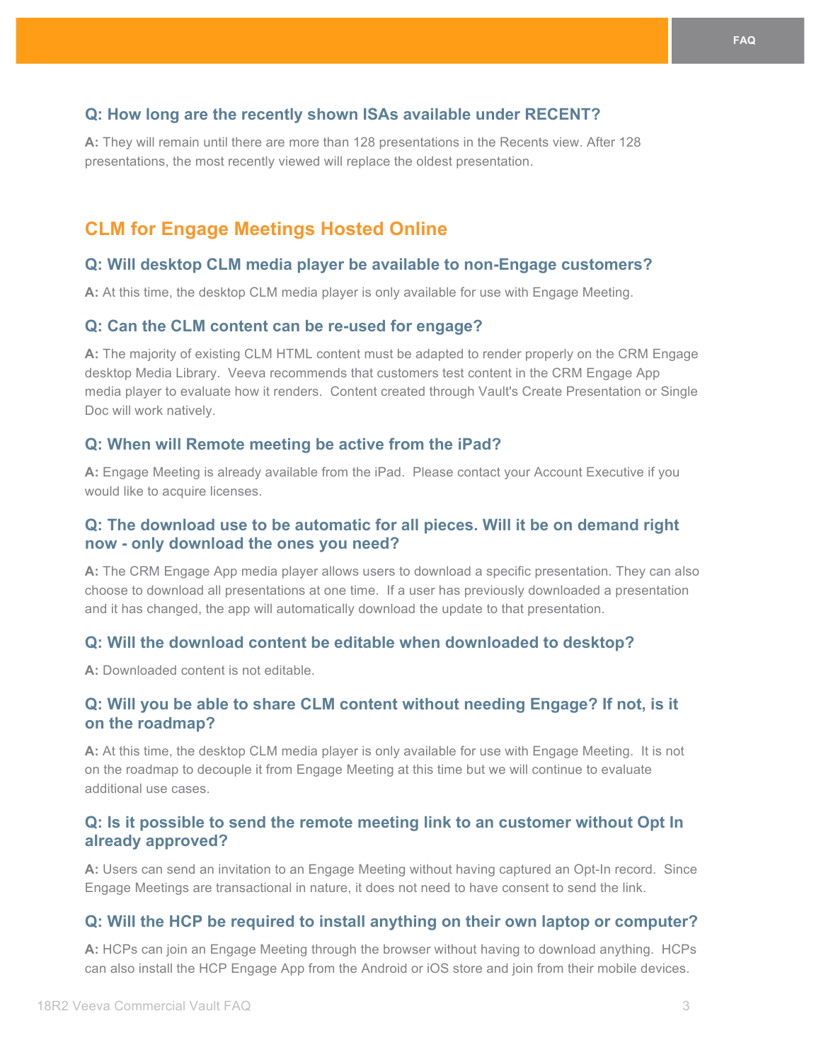### Q: How long are the recently shown ISAs available under RECENT?

**A:** They will remain until there are more than 128 presentations in the Recents view. After 128 presentations, the most recently viewed will replace the oldest presentation.

## CLM for Engage Meetings Hosted Online

### Q: Will desktop CLM media player be available to non-Engage customers?

**A:** At this time, the desktop CLM media player is only available for use with Engage Meeting.

### Q: Can the CLM content can be re-used for engage?

**A:** The majority of existing CLM HTML content must be adapted to render properly on the CRM Engage desktop Media Library. Veeva recommends that customers test content in the CRM Engage App media player to evaluate how it renders. Content created through Vault's Create Presentation or Single Doc will work natively.

### Q: When will Remote meeting be active from the iPad?

**A:** Engage Meeting is already available from the iPad. Please contact your Account Executive if you would like to acquire licenses.

### Q: The download use to be automatic for all pieces. Will it be on demand right now - only download the ones you need?

**A:** The CRM Engage App media player allows users to download a specific presentation. They can also choose to download all presentations at one time. If a user has previously downloaded a presentation and it has changed, the app will automatically download the update to that presentation.

### Q: Will the download content be editable when downloaded to desktop?

**A:** Downloaded content is not editable.

### Q: Will you be able to share CLM content without needing Engage? If not, is it on the roadmap?

**A:** At this time, the desktop CLM media player is only available for use with Engage Meeting. It is not on the roadmap to decouple it from Engage Meeting at this time but we will continue to evaluate additional use cases.

### Q: Is it possible to send the remote meeting link to an customer without Opt In already approved?

**A:** Users can send an invitation to an Engage Meeting without having captured an Opt-In record. Since Engage Meetings are transactional in nature, it does not need to have consent to send the link.

### Q: Will the HCP be required to install anything on their own laptop or computer?

**A:** HCPs can join an Engage Meeting through the browser without having to download anything. HCPs can also install the HCP Engage App from the Android or iOS store and join from their mobile devices.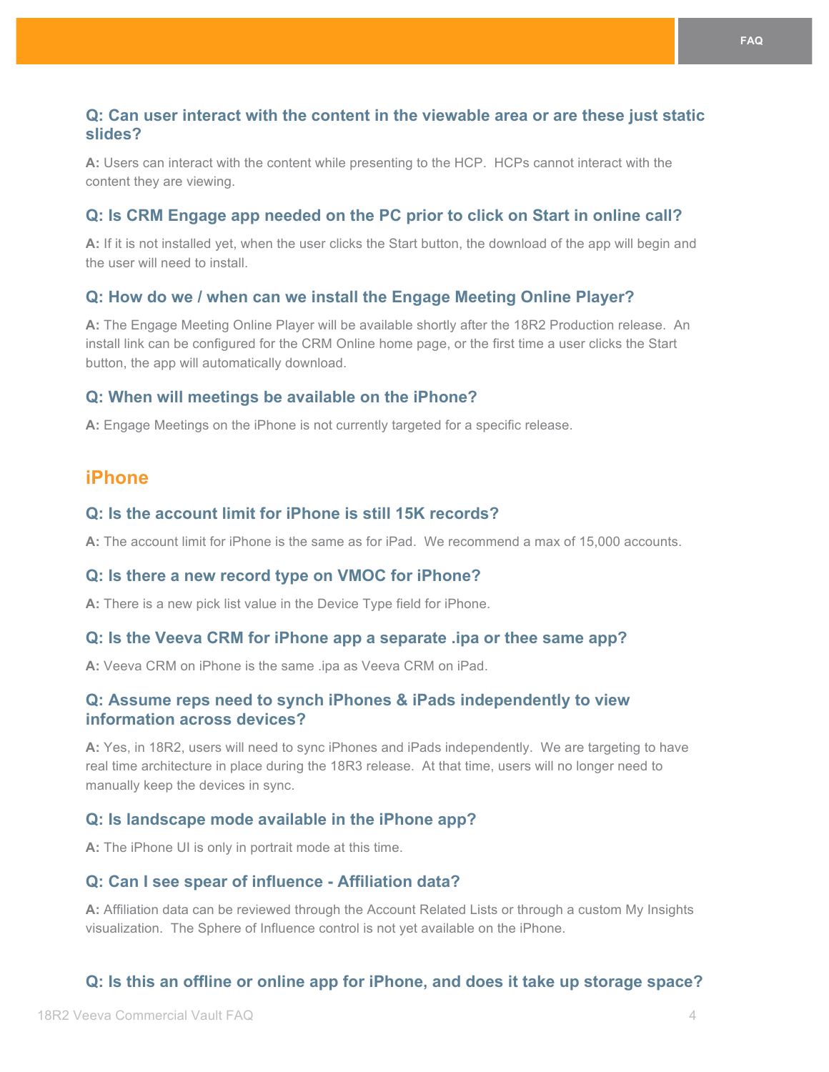### Q: Can user interact with the content in the viewable area or are these just static slides?

**A:** Users can interact with the content while presenting to the HCP. HCPs cannot interact with the content they are viewing.

### Q: Is CRM Engage app needed on the PC prior to click on Start in online call?

**A:** If it is not installed yet, when the user clicks the Start button, the download of the app will begin and the user will need to install.

### Q: How do we / when can we install the Engage Meeting Online Player?

**A:** The Engage Meeting Online Player will be available shortly after the 18R2 Production release. An install link can be configured for the CRM Online home page, or the first time a user clicks the Start button, the app will automatically download.

### Q: When will meetings be available on the iPhone?

**A:** Engage Meetings on the iPhone is not currently targeted for a specific release.

## iPhone

### Q: Is the account limit for iPhone is still 15K records?

**A:** The account limit for iPhone is the same as for iPad. We recommend a max of 15,000 accounts.

### Q: Is there a new record type on VMOC for iPhone?

**A:** There is a new pick list value in the Device Type field for iPhone.

### Q: Is the Veeva CRM for iPhone app a separate .ipa or thee same app?

**A:** Veeva CRM on iPhone is the same .ipa as Veeva CRM on iPad.

### Q: Assume reps need to synch iPhones & iPads independently to view information across devices?

**A:** Yes, in 18R2, users will need to sync iPhones and iPads independently. We are targeting to have real time architecture in place during the 18R3 release. At that time, users will no longer need to manually keep the devices in sync.

### Q: Is landscape mode available in the iPhone app?

**A:** The iPhone UI is only in portrait mode at this time.

### Q: Can I see spear of influence - Affiliation data?

**A:** Affiliation data can be reviewed through the Account Related Lists or through a custom My Insights visualization. The Sphere of Influence control is not yet available on the iPhone.

### Q: Is this an offline or online app for iPhone, and does it take up storage space?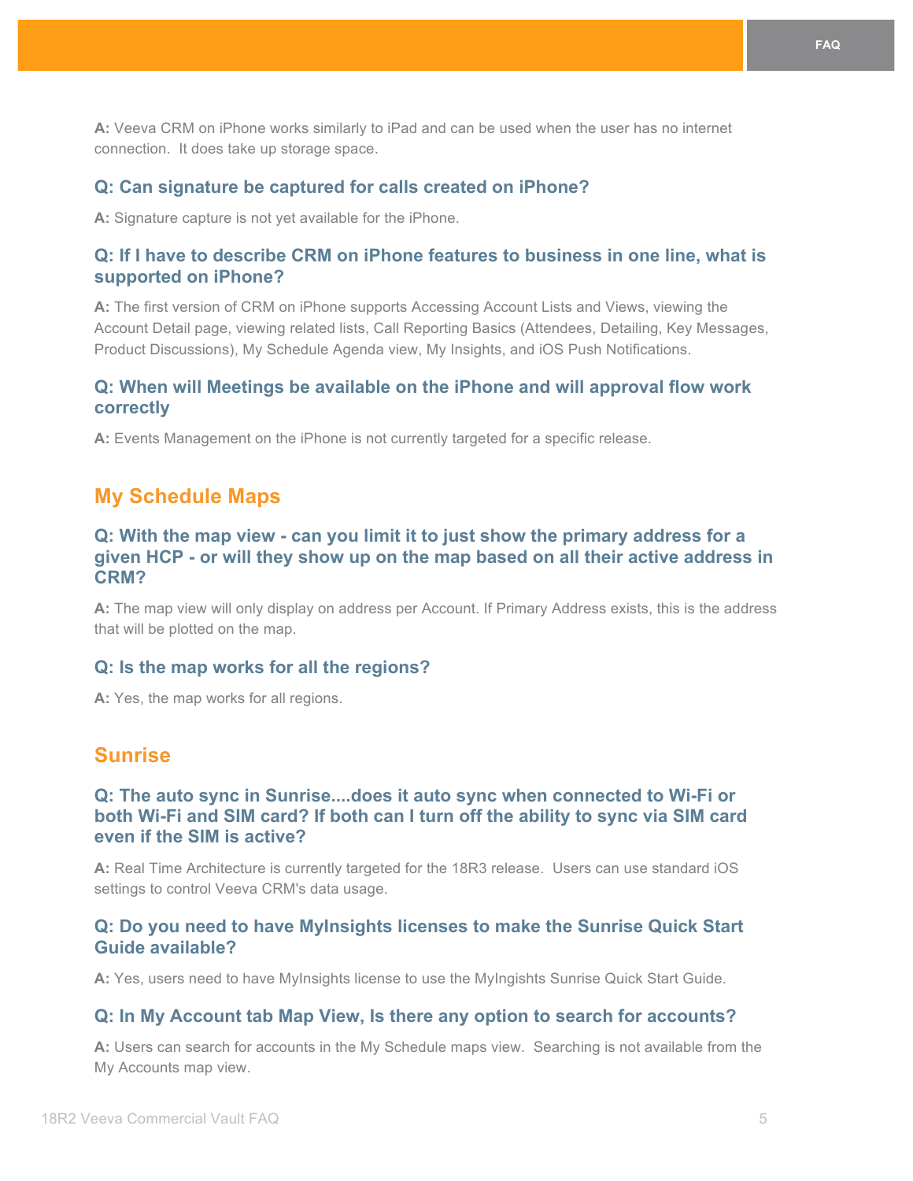**A:** Veeva CRM on iPhone works similarly to iPad and can be used when the user has no internet connection. It does take up storage space.

### Q: Can signature be captured for calls created on iPhone?

**A:** Signature capture is not yet available for the iPhone.

### Q: If I have to describe CRM on iPhone features to business in one line, what is supported on iPhone?

**A:** The first version of CRM on iPhone supports Accessing Account Lists and Views, viewing the Account Detail page, viewing related lists, Call Reporting Basics (Attendees, Detailing, Key Messages, Product Discussions), My Schedule Agenda view, My Insights, and iOS Push Notifications.

### Q: When will Meetings be available on the iPhone and will approval flow work correctly

**A:** Events Management on the iPhone is not currently targeted for a specific release.

## My Schedule Maps

### Q: With the map view - can you limit it to just show the primary address for a given HCP - or will they show up on the map based on all their active address in CRM?

**A:** The map view will only display on address per Account. If Primary Address exists, this is the address that will be plotted on the map.

### Q: Is the map works for all the regions?

**A:** Yes, the map works for all regions.

## Sunrise

### Q: The auto sync in Sunrise....does it auto sync when connected to Wi-Fi or both Wi-Fi and SIM card? If both can I turn off the ability to sync via SIM card even if the SIM is active?

**A:** Real Time Architecture is currently targeted for the 18R3 release. Users can use standard iOS settings to control Veeva CRM's data usage.

### Q: Do you need to have MyInsights licenses to make the Sunrise Quick Start Guide available?

**A:** Yes, users need to have MyInsights license to use the MyIngishts Sunrise Quick Start Guide.

### Q: In My Account tab Map View, Is there any option to search for accounts?

**A:** Users can search for accounts in the My Schedule maps view. Searching is not available from the My Accounts map view.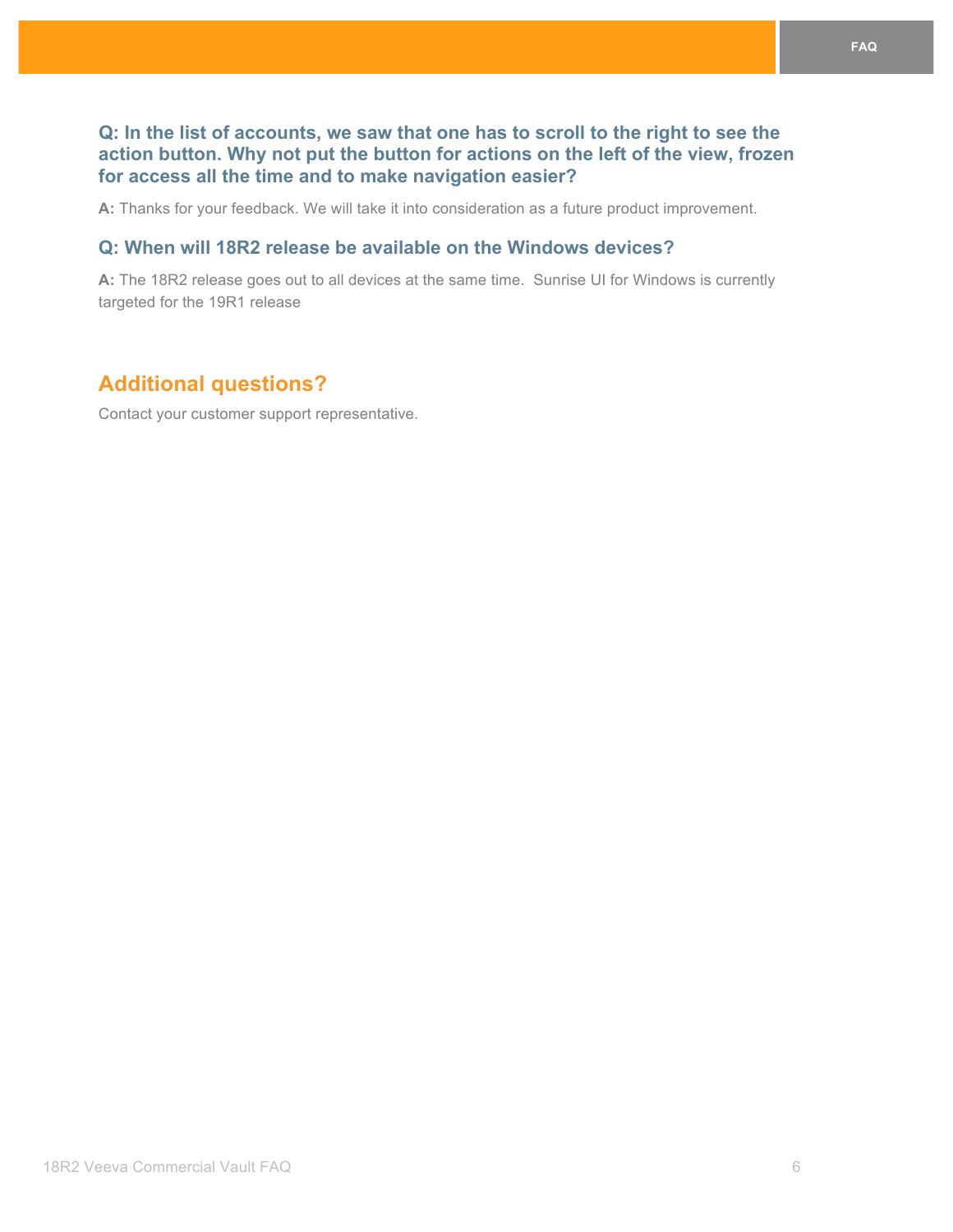### Q: In the list of accounts, we saw that one has to scroll to the right to see the action button. Why not put the button for actions on the left of the view, frozen for access all the time and to make navigation easier?

**A:** Thanks for your feedback. We will take it into consideration as a future product improvement.

### Q: When will 18R2 release be available on the Windows devices?

**A:** The 18R2 release goes out to all devices at the same time.  Sunrise UI for Windows is currently targeted for the 19R1 release

## Additional questions?

Contact your customer support representative.